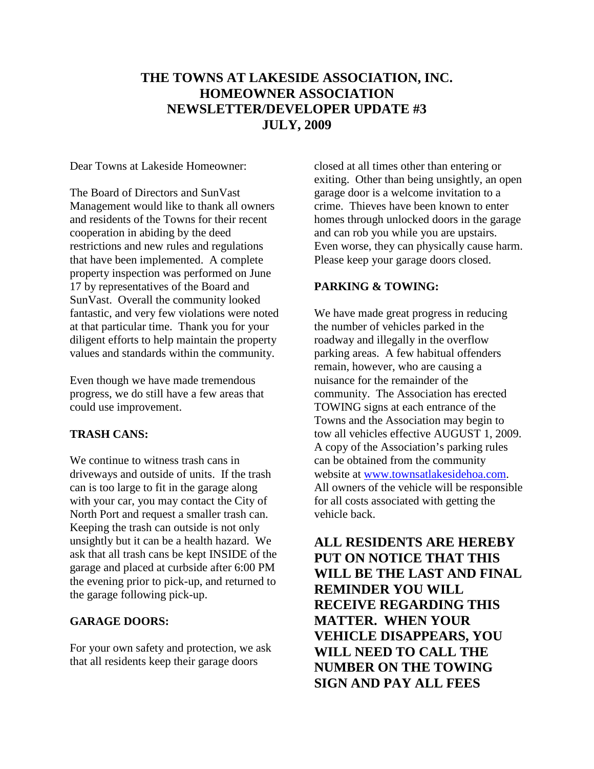# THE TOWNS AT LAKESIDE ASSOCIATION, INC. HOMEOWNER ASSOCIATION NEWSLETTER/DEVELOPER UPDATE #3 JULY, 2009

Dear Towns at Lakeside Homeowner:

The Board of Directors and SunVast Management would like to thank all owners and residents of the Towns for their recent cooperation in abiding by the deed restrictions and new rules and regulations that have been implemented. A complete property inspection was performed on June 17 by representatives of the Board and SunVast. Overall the community looked fantastic, and very few violations were noted at that particular time. Thank you for your diligent efforts to help maintain the property values and standards within the community.

Even though we have made tremendous progress, we do still have a few areas that could use improvement.

**TRASH CANS:**

We continue to witness trash cans in driveways and outside of units. If the trash can is too large to fit in the garage along with your car, you may contact the City of North Port and request a smaller trash can. Keeping the trash can outside is not only unsightly but it can be a health hazard. We ask that all trash cans be kept INSIDE of the garage and placed at curbside after 6:00 PM the evening prior to pick-up, and returned to the garage following pick-up.

**GARAGE DOORS:**

For your own safety and protection, we ask that all residents keep their garage doors closed at all times other than entering or exiting. Other than being unsightly, an open garage door is a welcome invitation to a crime. Thieves have been known to enter homes through unlocked doors in the garage and can rob you while you are upstairs. Even worse, they can physically cause harm. Please keep your garage doors closed.

**PARKING & TOWING:**

We have made great progress in reducing the number of vehicles parked in the roadway and illegally in the overflow parking areas. A few habitual offenders remain, however, who are causing a nuisance for the remainder of the community. The Association has erected TOWING signs at each entrance of the Towns and the Association may begin to tow all vehicles effective AUGUST 1, 2009. A copy of the Association's parking rules can be obtained from the community website at [www.townsatlakesidehoa.com](http://www.townsatlakesidehoa.com). All owners of the vehicle will be responsible for all costs associated with getting the vehicle back.

**ALL RESIDENTS ARE HEREBY PUT ON NOTICE THAT THIS WILL BE THE LAST AND FINAL REMINDER YOU WILL RECEIVE REGARDING THIS MATTER. WHEN YOUR VEHICLE DISAPPEARS, YOU WILL NEED TO CALL THE NUMBER ON THE TOWING SIGN AND PAY ALL FEES**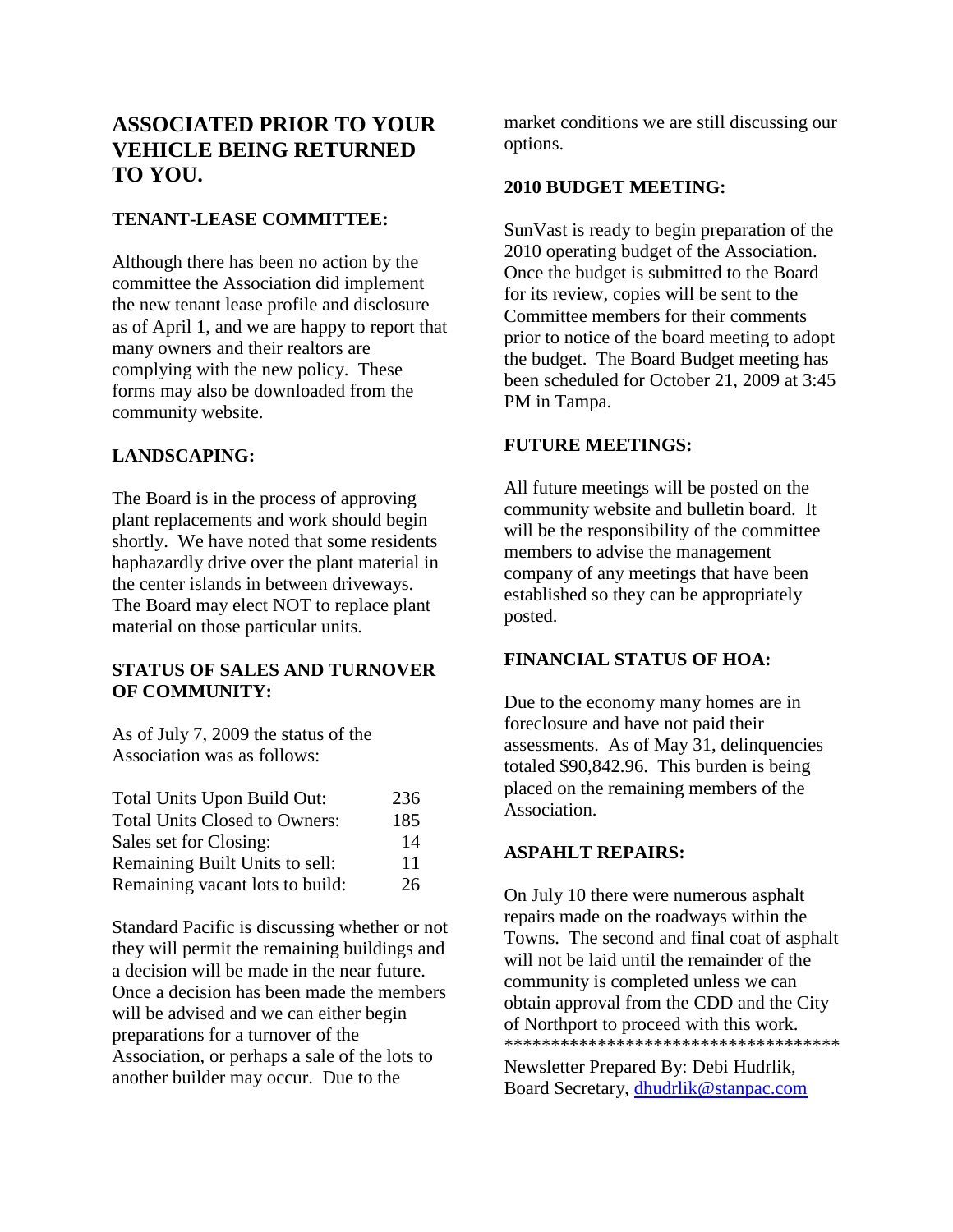## ASSOCIATED PRIOR TO YOUR VEHICLE BEING RETURNED TO YOU.

### TENANT-LEASE COMMITTEE:

Although there has been no action by the committee the Association did implement the new tenant lease profile and disclosure as of April 1, and we are happy to report that many owners and their realtors are complying with the new policy. These forms may also be downloaded from the community website.

### LANDSCAPING:

The Board is in the process of approving plant replacements and work should begin shortly. We have noted that some residents haphazardly drive over the plant material in the center islands in between driveways. The Board may elect NOT to replace plant material on those particular units.

### STATUS OF SALES AND TURNOVER OF COMMUNITY:

As of July 7, 2009 the status of the Association was as follows:

| | |
|---|---|
| Total Units Upon Build Out: | 236 |
| Total Units Closed to Owners: | 185 |
| Sales set for Closing: | 14 |
| Remaining Built Units to sell: | 11 |
| Remaining vacant lots to build: | 26 |

Standard Pacific is discussing whether or not they will permit the remaining buildings and a decision will be made in the near future. Once a decision has been made the members will be advised and we can either begin preparations for a turnover of the Association, or perhaps a sale of the lots to another builder may occur. Due to the market conditions we are still discussing our options.

### 2010 BUDGET MEETING:

SunVast is ready to begin preparation of the 2010 operating budget of the Association. Once the budget is submitted to the Board for its review, copies will be sent to the Committee members for their comments prior to notice of the board meeting to adopt the budget. The Board Budget meeting has been scheduled for October 21, 2009 at 3:45 PM in Tampa.

### FUTURE MEETINGS:

All future meetings will be posted on the community website and bulletin board. It will be the responsibility of the committee members to advise the management company of any meetings that have been established so they can be appropriately posted.

### FINANCIAL STATUS OF HOA:

Due to the economy many homes are in foreclosure and have not paid their assessments. As of May 31, delinquencies totaled $90,842.96. This burden is being placed on the remaining members of the Association.

### ASPAHLT REPAIRS:

On July 10 there were numerous asphalt repairs made on the roadways within the Towns. The second and final coat of asphalt will not be laid until the remainder of the community is completed unless we can obtain approval from the CDD and the City of Northport to proceed with this work.

************************************

Newsletter Prepared By: Debi Hudrlik, Board Secretary, dhudrlik@stanpac.com